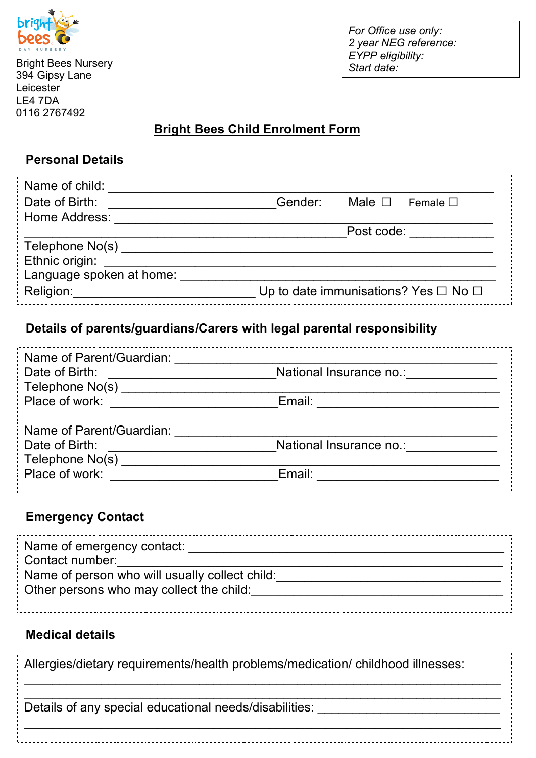Bright Bees Nursery
394 Gipsy Lane
Leicester
LE4 7DA
0116 2767492

*For Office use only:*
*2 year NEG reference:*
*EYPP eligibility:*
*Start date:*

# Bright Bees Child Enrolment Form

## Personal Details

Name of child: ______________________________________________________________

Date of Birth: __________________________ Gender: Male ☐ Female ☐

Home Address: ______________________________________________________________

__________________________________________________ Post code: _____________

Telephone No(s) _____________________________________________________________

Ethnic origin: ______________________________________________________________

Language spoken at home: ____________________________________________________

Religion: ____________________________ Up to date immunisations? Yes ☐ No ☐

## Details of parents/guardians/Carers with legal parental responsibility

Name of Parent/Guardian: ____________________________________________________

Date of Birth: __________________________ National Insurance no.: _____________

Telephone No(s) _____________________________________________________________

Place of work: __________________________ Email: ____________________________

Name of Parent/Guardian: ____________________________________________________

Date of Birth: __________________________ National Insurance no.: _____________

Telephone No(s) _____________________________________________________________

Place of work: __________________________ Email: ____________________________

## Emergency Contact

Name of emergency contact: __________________________________________________

Contact number: _____________________________________________________________

Name of person who will usually collect child: ______________________________

Other persons who may collect the child: ____________________________________

## Medical details

Allergies/dietary requirements/health problems/medication/ childhood illnesses:

_____________________________________________________________________________

_____________________________________________________________________________

Details of any special educational needs/disabilities: ______________________

_____________________________________________________________________________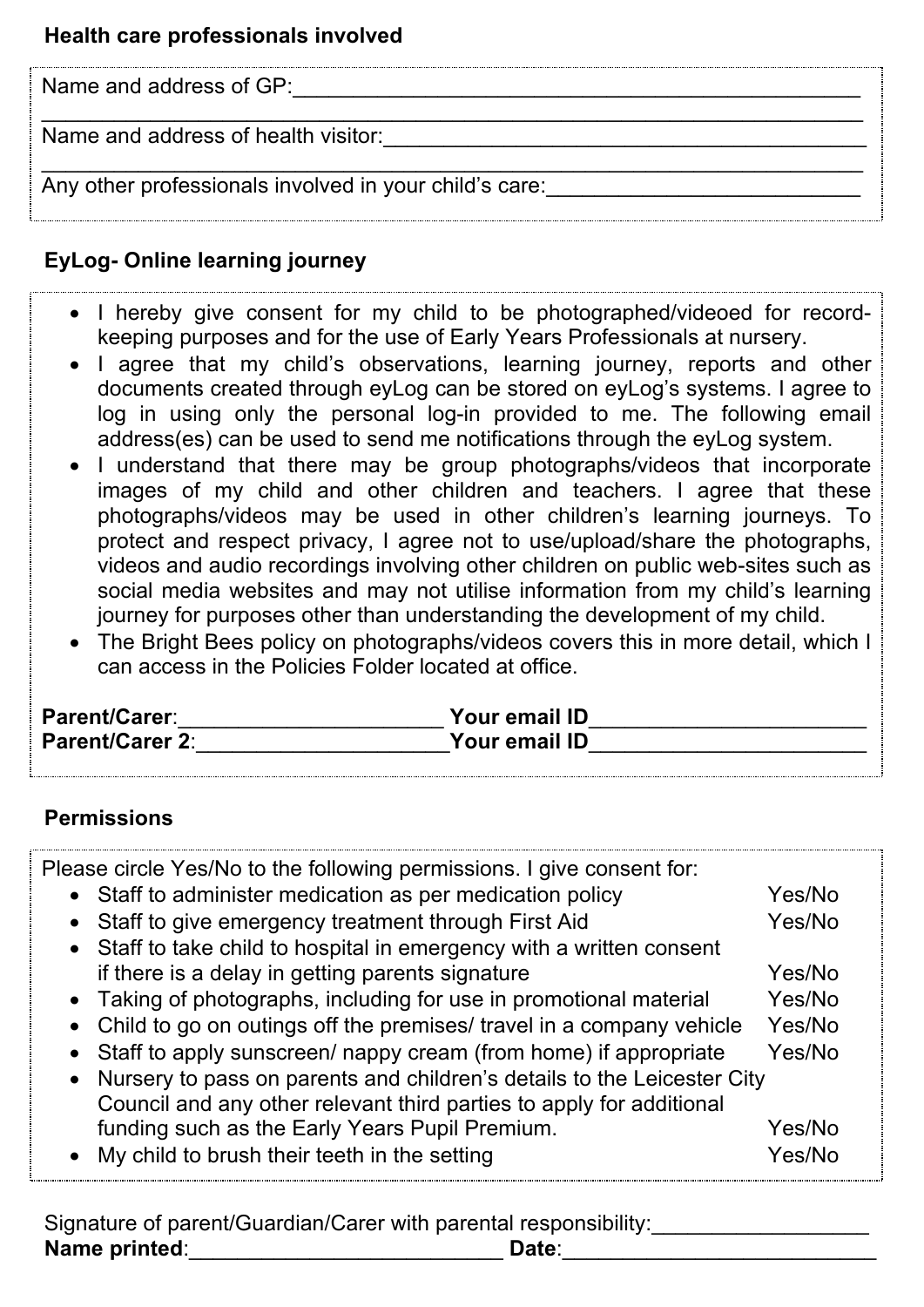### Health care professionals involved

Name and address of GP:_______________________________________________

_________________________________________________________________

Name and address of health visitor:_______________________________________

_________________________________________________________________

Any other professionals involved in your child's care:___________________________

### EyLog- Online learning journey

- I hereby give consent for my child to be photographed/videoed for record-keeping purposes and for the use of Early Years Professionals at nursery.
- I agree that my child's observations, learning journey, reports and other documents created through eyLog can be stored on eyLog's systems. I agree to log in using only the personal log-in provided to me. The following email address(es) can be used to send me notifications through the eyLog system.
- I understand that there may be group photographs/videos that incorporate images of my child and other children and teachers. I agree that these photographs/videos may be used in other children's learning journeys. To protect and respect privacy, I agree not to use/upload/share the photographs, videos and audio recordings involving other children on public web-sites such as social media websites and may not utilise information from my child's learning journey for purposes other than understanding the development of my child.
- The Bright Bees policy on photographs/videos covers this in more detail, which I can access in the Policies Folder located at office.

**Parent/Carer**:______________________ **Your email ID**________________________

**Parent/Carer 2**:_____________________**Your email ID**________________________

### Permissions

Please circle Yes/No to the following permissions. I give consent for:

| | |
|---|---|
| Staff to administer medication as per medication policy | Yes/No |
| Staff to give emergency treatment through First Aid | Yes/No |
| Staff to take child to hospital in emergency with a written consent if there is a delay in getting parents signature | Yes/No |
| Taking of photographs, including for use in promotional material | Yes/No |
| Child to go on outings off the premises/ travel in a company vehicle | Yes/No |
| Staff to apply sunscreen/ nappy cream (from home) if appropriate | Yes/No |
| Nursery to pass on parents and children's details to the Leicester City Council and any other relevant third parties to apply for additional funding such as the Early Years Pupil Premium. | Yes/No |
| My child to brush their teeth in the setting | Yes/No |

Signature of parent/Guardian/Carer with parental responsibility:__________________

**Name printed**:__________________________ **Date**:__________________________